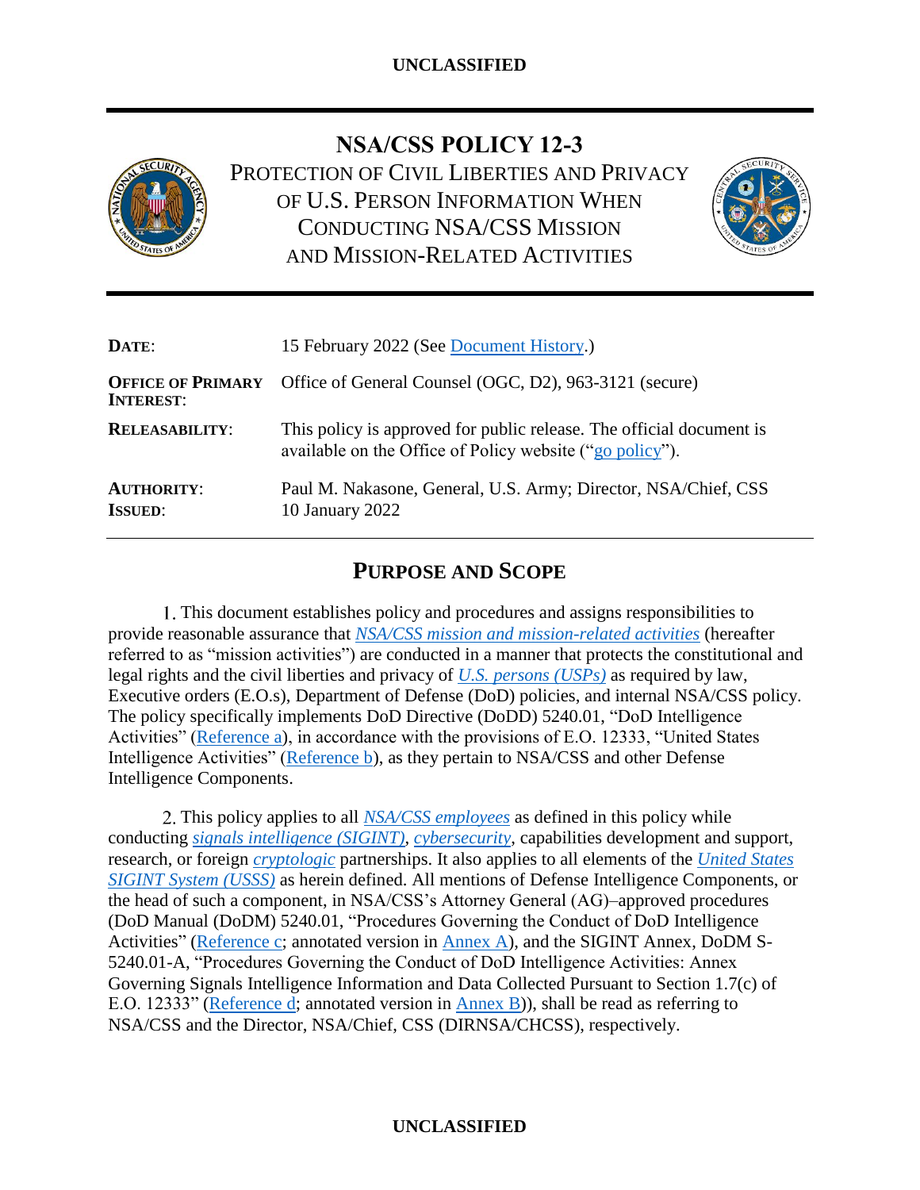# NSA/CSS POLICY 12-3

## PROTECTION OF CIVIL LIBERTIES AND PRIVACY OF U.S. PERSON INFORMATION WHEN CONDUCTING NSA/CSS MISSION AND MISSION-RELATED ACTIVITIES

| | |
|---|---|
| **DATE**: | 15 February 2022 (See Document History.) |
| **OFFICE OF PRIMARY INTEREST**: | Office of General Counsel (OGC, D2), 963-3121 (secure) |
| **RELEASABILITY**: | This policy is approved for public release. The official document is available on the Office of Policy website ("go policy"). |
| **AUTHORITY**: | Paul M. Nakasone, General, U.S. Army; Director, NSA/Chief, CSS |
| **ISSUED**: | 10 January 2022 |

## PURPOSE AND SCOPE

1. This document establishes policy and procedures and assigns responsibilities to provide reasonable assurance that *NSA/CSS mission and mission-related activities* (hereafter referred to as "mission activities") are conducted in a manner that protects the constitutional and legal rights and the civil liberties and privacy of *U.S. persons (USPs)* as required by law, Executive orders (E.O.s), Department of Defense (DoD) policies, and internal NSA/CSS policy. The policy specifically implements DoD Directive (DoDD) 5240.01, "DoD Intelligence Activities" (Reference a), in accordance with the provisions of E.O. 12333, "United States Intelligence Activities" (Reference b), as they pertain to NSA/CSS and other Defense Intelligence Components.

2. This policy applies to all *NSA/CSS employees* as defined in this policy while conducting *signals intelligence (SIGINT)*, *cybersecurity*, capabilities development and support, research, or foreign *cryptologic* partnerships. It also applies to all elements of the *United States SIGINT System (USSS)* as herein defined. All mentions of Defense Intelligence Components, or the head of such a component, in NSA/CSS's Attorney General (AG)–approved procedures (DoD Manual (DoDM) 5240.01, "Procedures Governing the Conduct of DoD Intelligence Activities" (Reference c; annotated version in Annex A), and the SIGINT Annex, DoDM S-5240.01-A, "Procedures Governing the Conduct of DoD Intelligence Activities: Annex Governing Signals Intelligence Information and Data Collected Pursuant to Section 1.7(c) of E.O. 12333" (Reference d; annotated version in Annex B)), shall be read as referring to NSA/CSS and the Director, NSA/Chief, CSS (DIRNSA/CHCSS), respectively.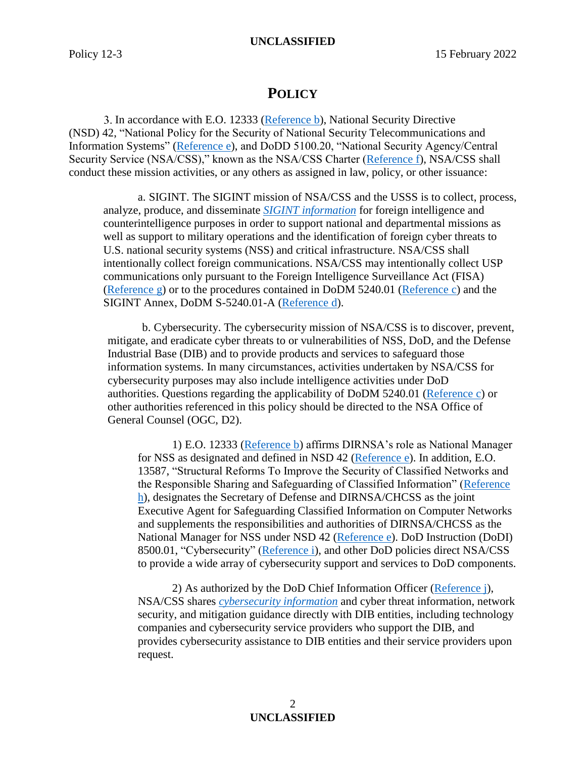# POLICY

3. In accordance with E.O. 12333 (Reference b), National Security Directive (NSD) 42, "National Policy for the Security of National Security Telecommunications and Information Systems" (Reference e), and DoDD 5100.20, "National Security Agency/Central Security Service (NSA/CSS)," known as the NSA/CSS Charter (Reference f), NSA/CSS shall conduct these mission activities, or any others as assigned in law, policy, or other issuance:

a. SIGINT. The SIGINT mission of NSA/CSS and the USSS is to collect, process, analyze, produce, and disseminate ***SIGINT information*** for foreign intelligence and counterintelligence purposes in order to support national and departmental missions as well as support to military operations and the identification of foreign cyber threats to U.S. national security systems (NSS) and critical infrastructure. NSA/CSS shall intentionally collect foreign communications. NSA/CSS may intentionally collect USP communications only pursuant to the Foreign Intelligence Surveillance Act (FISA) (Reference g) or to the procedures contained in DoDM 5240.01 (Reference c) and the SIGINT Annex, DoDM S-5240.01-A (Reference d).

b. Cybersecurity. The cybersecurity mission of NSA/CSS is to discover, prevent, mitigate, and eradicate cyber threats to or vulnerabilities of NSS, DoD, and the Defense Industrial Base (DIB) and to provide products and services to safeguard those information systems. In many circumstances, activities undertaken by NSA/CSS for cybersecurity purposes may also include intelligence activities under DoD authorities. Questions regarding the applicability of DoDM 5240.01 (Reference c) or other authorities referenced in this policy should be directed to the NSA Office of General Counsel (OGC, D2).

1) E.O. 12333 (Reference b) affirms DIRNSA's role as National Manager for NSS as designated and defined in NSD 42 (Reference e). In addition, E.O. 13587, "Structural Reforms To Improve the Security of Classified Networks and the Responsible Sharing and Safeguarding of Classified Information" (Reference h), designates the Secretary of Defense and DIRNSA/CHCSS as the joint Executive Agent for Safeguarding Classified Information on Computer Networks and supplements the responsibilities and authorities of DIRNSA/CHCSS as the National Manager for NSS under NSD 42 (Reference e). DoD Instruction (DoDI) 8500.01, "Cybersecurity" (Reference i), and other DoD policies direct NSA/CSS to provide a wide array of cybersecurity support and services to DoD components.

2) As authorized by the DoD Chief Information Officer (Reference j), NSA/CSS shares ***cybersecurity information*** and cyber threat information, network security, and mitigation guidance directly with DIB entities, including technology companies and cybersecurity service providers who support the DIB, and provides cybersecurity assistance to DIB entities and their service providers upon request.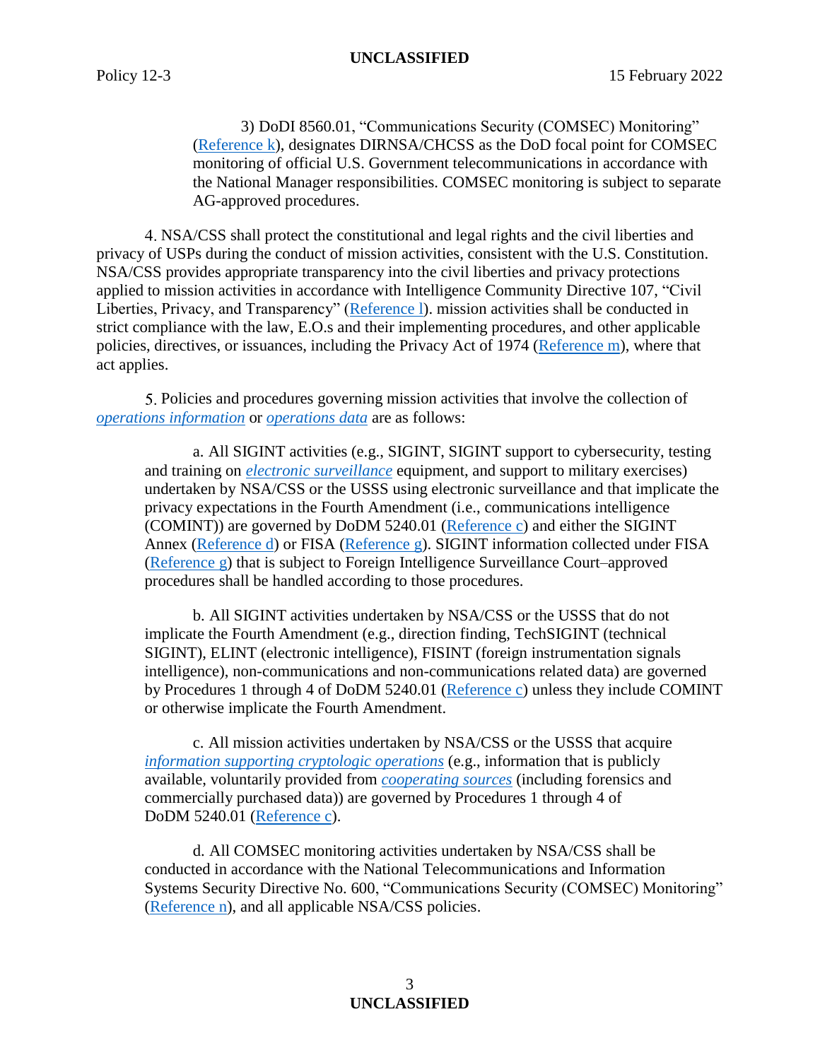3) DoDI 8560.01, "Communications Security (COMSEC) Monitoring" (Reference k), designates DIRNSA/CHCSS as the DoD focal point for COMSEC monitoring of official U.S. Government telecommunications in accordance with the National Manager responsibilities. COMSEC monitoring is subject to separate AG-approved procedures.

4. NSA/CSS shall protect the constitutional and legal rights and the civil liberties and privacy of USPs during the conduct of mission activities, consistent with the U.S. Constitution. NSA/CSS provides appropriate transparency into the civil liberties and privacy protections applied to mission activities in accordance with Intelligence Community Directive 107, "Civil Liberties, Privacy, and Transparency" (Reference l). mission activities shall be conducted in strict compliance with the law, E.O.s and their implementing procedures, and other applicable policies, directives, or issuances, including the Privacy Act of 1974 (Reference m), where that act applies.

5. Policies and procedures governing mission activities that involve the collection of *operations information* or *operations data* are as follows:

a. All SIGINT activities (e.g., SIGINT, SIGINT support to cybersecurity, testing and training on *electronic surveillance* equipment, and support to military exercises) undertaken by NSA/CSS or the USSS using electronic surveillance and that implicate the privacy expectations in the Fourth Amendment (i.e., communications intelligence (COMINT)) are governed by DoDM 5240.01 (Reference c) and either the SIGINT Annex (Reference d) or FISA (Reference g). SIGINT information collected under FISA (Reference g) that is subject to Foreign Intelligence Surveillance Court–approved procedures shall be handled according to those procedures.

b. All SIGINT activities undertaken by NSA/CSS or the USSS that do not implicate the Fourth Amendment (e.g., direction finding, TechSIGINT (technical SIGINT), ELINT (electronic intelligence), FISINT (foreign instrumentation signals intelligence), non-communications and non-communications related data) are governed by Procedures 1 through 4 of DoDM 5240.01 (Reference c) unless they include COMINT or otherwise implicate the Fourth Amendment.

c. All mission activities undertaken by NSA/CSS or the USSS that acquire *information supporting cryptologic operations* (e.g., information that is publicly available, voluntarily provided from *cooperating sources* (including forensics and commercially purchased data)) are governed by Procedures 1 through 4 of DoDM 5240.01 (Reference c).

d. All COMSEC monitoring activities undertaken by NSA/CSS shall be conducted in accordance with the National Telecommunications and Information Systems Security Directive No. 600, "Communications Security (COMSEC) Monitoring" (Reference n), and all applicable NSA/CSS policies.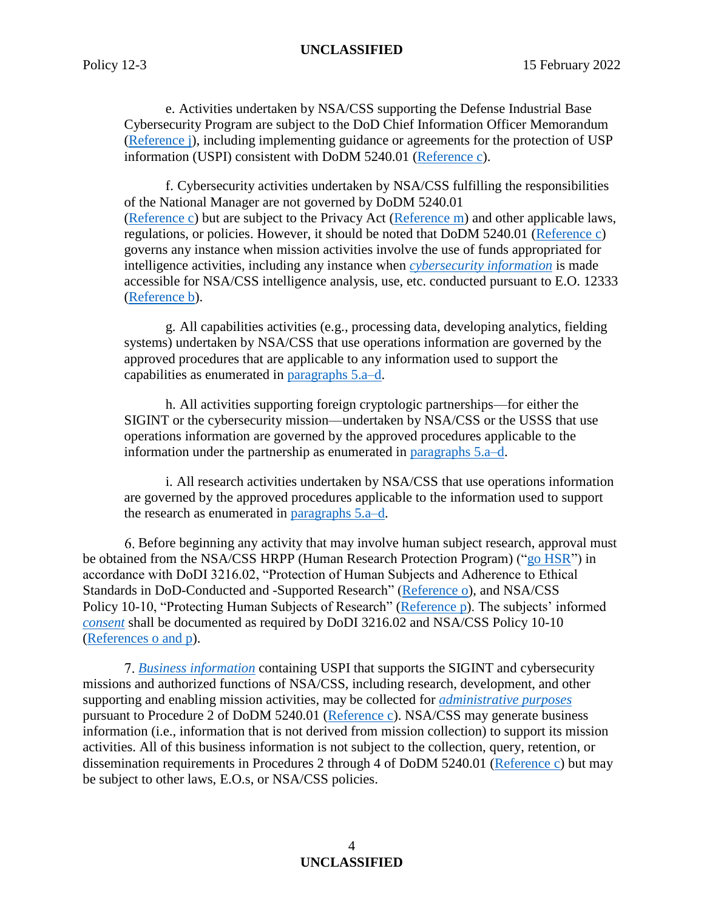e. Activities undertaken by NSA/CSS supporting the Defense Industrial Base Cybersecurity Program are subject to the DoD Chief Information Officer Memorandum (Reference j), including implementing guidance or agreements for the protection of USP information (USPI) consistent with DoDM 5240.01 (Reference c).

f. Cybersecurity activities undertaken by NSA/CSS fulfilling the responsibilities of the National Manager are not governed by DoDM 5240.01 (Reference c) but are subject to the Privacy Act (Reference m) and other applicable laws, regulations, or policies. However, it should be noted that DoDM 5240.01 (Reference c) governs any instance when mission activities involve the use of funds appropriated for intelligence activities, including any instance when *cybersecurity information* is made accessible for NSA/CSS intelligence analysis, use, etc. conducted pursuant to E.O. 12333 (Reference b).

g. All capabilities activities (e.g., processing data, developing analytics, fielding systems) undertaken by NSA/CSS that use operations information are governed by the approved procedures that are applicable to any information used to support the capabilities as enumerated in paragraphs 5.a–d.

h. All activities supporting foreign cryptologic partnerships—for either the SIGINT or the cybersecurity mission—undertaken by NSA/CSS or the USSS that use operations information are governed by the approved procedures applicable to the information under the partnership as enumerated in paragraphs 5.a–d.

i. All research activities undertaken by NSA/CSS that use operations information are governed by the approved procedures applicable to the information used to support the research as enumerated in paragraphs 5.a–d.

6. Before beginning any activity that may involve human subject research, approval must be obtained from the NSA/CSS HRPP (Human Research Protection Program) ("go HSR") in accordance with DoDI 3216.02, "Protection of Human Subjects and Adherence to Ethical Standards in DoD-Conducted and -Supported Research" (Reference o), and NSA/CSS Policy 10-10, "Protecting Human Subjects of Research" (Reference p). The subjects' informed *consent* shall be documented as required by DoDI 3216.02 and NSA/CSS Policy 10-10 (References o and p).

7. *Business information* containing USPI that supports the SIGINT and cybersecurity missions and authorized functions of NSA/CSS, including research, development, and other supporting and enabling mission activities, may be collected for *administrative purposes* pursuant to Procedure 2 of DoDM 5240.01 (Reference c). NSA/CSS may generate business information (i.e., information that is not derived from mission collection) to support its mission activities. All of this business information is not subject to the collection, query, retention, or dissemination requirements in Procedures 2 through 4 of DoDM 5240.01 (Reference c) but may be subject to other laws, E.O.s, or NSA/CSS policies.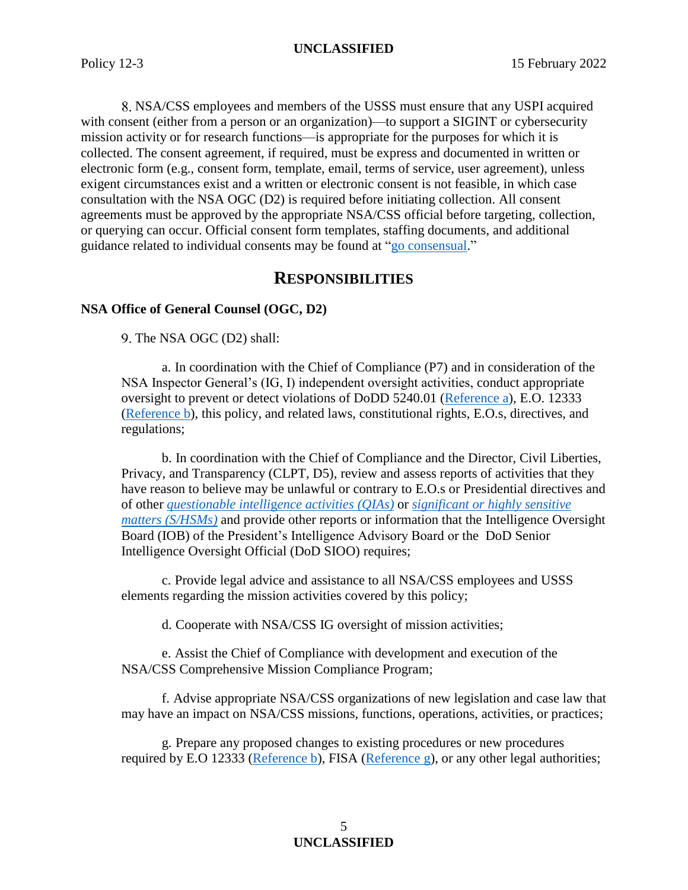8. NSA/CSS employees and members of the USSS must ensure that any USPI acquired with consent (either from a person or an organization)—to support a SIGINT or cybersecurity mission activity or for research functions—is appropriate for the purposes for which it is collected. The consent agreement, if required, must be express and documented in written or electronic form (e.g., consent form, template, email, terms of service, user agreement), unless exigent circumstances exist and a written or electronic consent is not feasible, in which case consultation with the NSA OGC (D2) is required before initiating collection. All consent agreements must be approved by the appropriate NSA/CSS official before targeting, collection, or querying can occur. Official consent form templates, staffing documents, and additional guidance related to individual consents may be found at "go consensual."

## RESPONSIBILITIES

**NSA Office of General Counsel (OGC, D2)**

9. The NSA OGC (D2) shall:

a. In coordination with the Chief of Compliance (P7) and in consideration of the NSA Inspector General's (IG, I) independent oversight activities, conduct appropriate oversight to prevent or detect violations of DoDD 5240.01 (Reference a), E.O. 12333 (Reference b), this policy, and related laws, constitutional rights, E.O.s, directives, and regulations;

b. In coordination with the Chief of Compliance and the Director, Civil Liberties, Privacy, and Transparency (CLPT, D5), review and assess reports of activities that they have reason to believe may be unlawful or contrary to E.O.s or Presidential directives and of other *questionable intelligence activities (QIAs)* or *significant or highly sensitive matters (S/HSMs)* and provide other reports or information that the Intelligence Oversight Board (IOB) of the President's Intelligence Advisory Board or the DoD Senior Intelligence Oversight Official (DoD SIOO) requires;

c. Provide legal advice and assistance to all NSA/CSS employees and USSS elements regarding the mission activities covered by this policy;

d. Cooperate with NSA/CSS IG oversight of mission activities;

e. Assist the Chief of Compliance with development and execution of the NSA/CSS Comprehensive Mission Compliance Program;

f. Advise appropriate NSA/CSS organizations of new legislation and case law that may have an impact on NSA/CSS missions, functions, operations, activities, or practices;

g. Prepare any proposed changes to existing procedures or new procedures required by E.O 12333 (Reference b), FISA (Reference g), or any other legal authorities;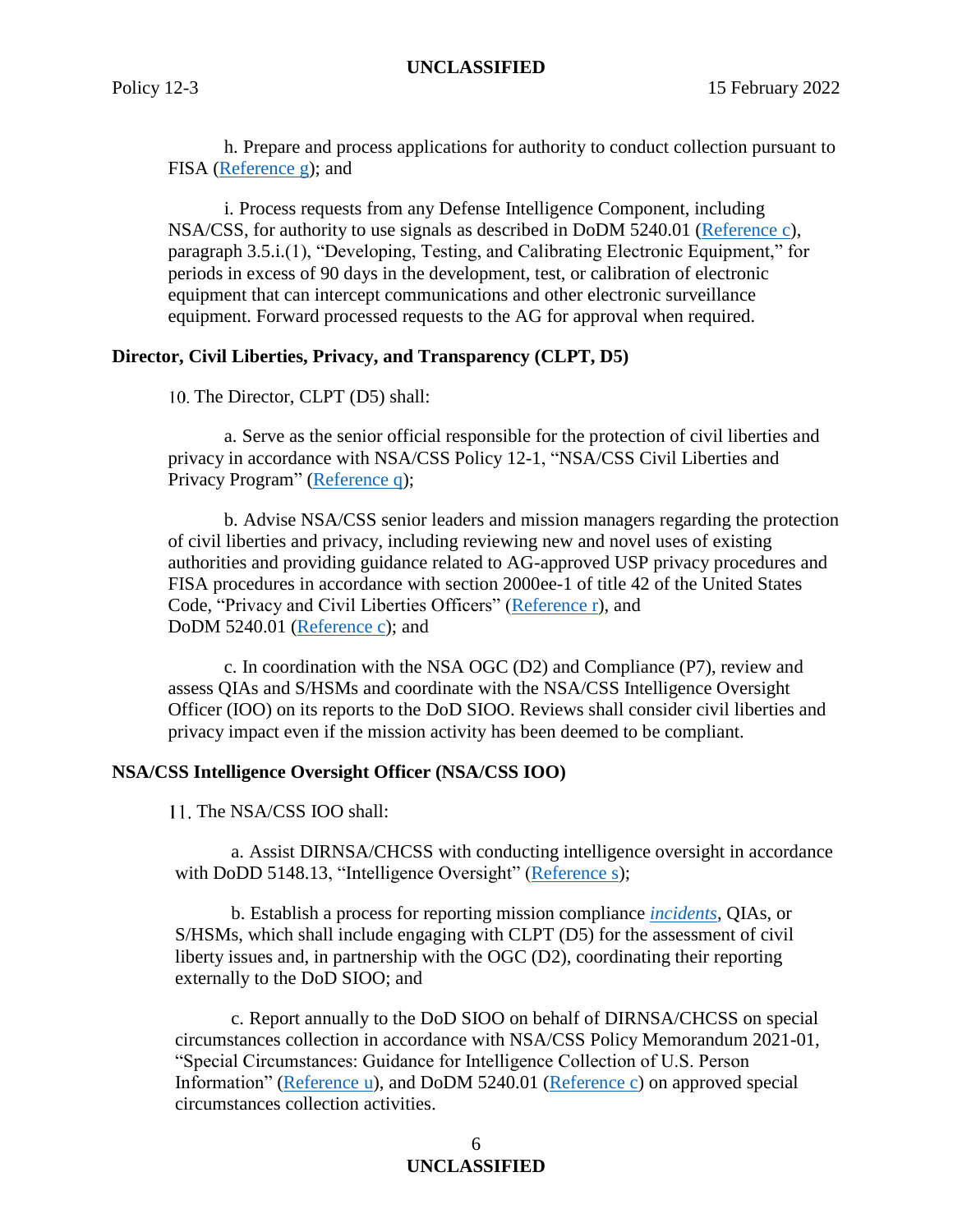h. Prepare and process applications for authority to conduct collection pursuant to FISA (Reference g); and

i. Process requests from any Defense Intelligence Component, including NSA/CSS, for authority to use signals as described in DoDM 5240.01 (Reference c), paragraph 3.5.i.(1), "Developing, Testing, and Calibrating Electronic Equipment," for periods in excess of 90 days in the development, test, or calibration of electronic equipment that can intercept communications and other electronic surveillance equipment. Forward processed requests to the AG for approval when required.

**Director, Civil Liberties, Privacy, and Transparency (CLPT, D5)**

10. The Director, CLPT (D5) shall:

a. Serve as the senior official responsible for the protection of civil liberties and privacy in accordance with NSA/CSS Policy 12-1, "NSA/CSS Civil Liberties and Privacy Program" (Reference q);

b. Advise NSA/CSS senior leaders and mission managers regarding the protection of civil liberties and privacy, including reviewing new and novel uses of existing authorities and providing guidance related to AG-approved USP privacy procedures and FISA procedures in accordance with section 2000ee-1 of title 42 of the United States Code, "Privacy and Civil Liberties Officers" (Reference r), and DoDM 5240.01 (Reference c); and

c. In coordination with the NSA OGC (D2) and Compliance (P7), review and assess QIAs and S/HSMs and coordinate with the NSA/CSS Intelligence Oversight Officer (IOO) on its reports to the DoD SIOO. Reviews shall consider civil liberties and privacy impact even if the mission activity has been deemed to be compliant.

**NSA/CSS Intelligence Oversight Officer (NSA/CSS IOO)**

11. The NSA/CSS IOO shall:

a. Assist DIRNSA/CHCSS with conducting intelligence oversight in accordance with DoDD 5148.13, "Intelligence Oversight" (Reference s);

b. Establish a process for reporting mission compliance *incidents*, QIAs, or S/HSMs, which shall include engaging with CLPT (D5) for the assessment of civil liberty issues and, in partnership with the OGC (D2), coordinating their reporting externally to the DoD SIOO; and

c. Report annually to the DoD SIOO on behalf of DIRNSA/CHCSS on special circumstances collection in accordance with NSA/CSS Policy Memorandum 2021-01, "Special Circumstances: Guidance for Intelligence Collection of U.S. Person Information" (Reference u), and DoDM 5240.01 (Reference c) on approved special circumstances collection activities.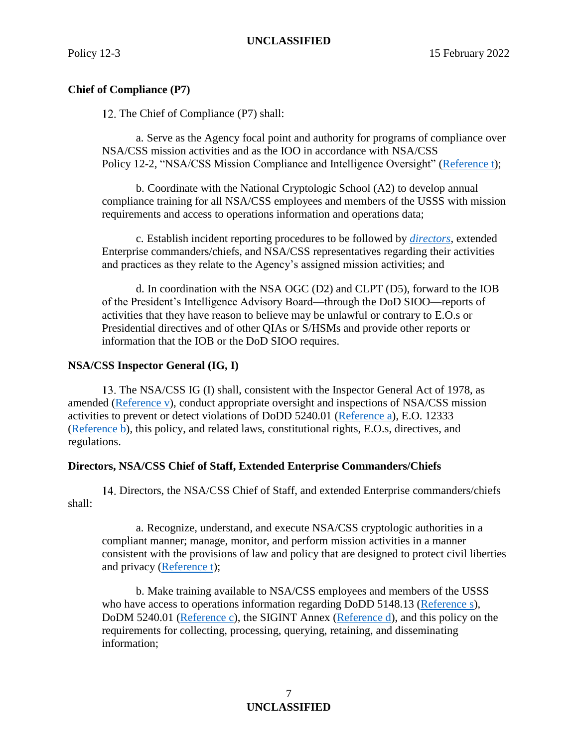**Chief of Compliance (P7)**

12. The Chief of Compliance (P7) shall:

a. Serve as the Agency focal point and authority for programs of compliance over NSA/CSS mission activities and as the IOO in accordance with NSA/CSS Policy 12-2, "NSA/CSS Mission Compliance and Intelligence Oversight" (Reference t);

b. Coordinate with the National Cryptologic School (A2) to develop annual compliance training for all NSA/CSS employees and members of the USSS with mission requirements and access to operations information and operations data;

c. Establish incident reporting procedures to be followed by *directors*, extended Enterprise commanders/chiefs, and NSA/CSS representatives regarding their activities and practices as they relate to the Agency's assigned mission activities; and

d. In coordination with the NSA OGC (D2) and CLPT (D5), forward to the IOB of the President's Intelligence Advisory Board—through the DoD SIOO—reports of activities that they have reason to believe may be unlawful or contrary to E.O.s or Presidential directives and of other QIAs or S/HSMs and provide other reports or information that the IOB or the DoD SIOO requires.

**NSA/CSS Inspector General (IG, I)**

13. The NSA/CSS IG (I) shall, consistent with the Inspector General Act of 1978, as amended (Reference v), conduct appropriate oversight and inspections of NSA/CSS mission activities to prevent or detect violations of DoDD 5240.01 (Reference a), E.O. 12333 (Reference b), this policy, and related laws, constitutional rights, E.O.s, directives, and regulations.

**Directors, NSA/CSS Chief of Staff, Extended Enterprise Commanders/Chiefs**

14. Directors, the NSA/CSS Chief of Staff, and extended Enterprise commanders/chiefs shall:

a. Recognize, understand, and execute NSA/CSS cryptologic authorities in a compliant manner; manage, monitor, and perform mission activities in a manner consistent with the provisions of law and policy that are designed to protect civil liberties and privacy (Reference t);

b. Make training available to NSA/CSS employees and members of the USSS who have access to operations information regarding DoDD 5148.13 (Reference s), DoDM 5240.01 (Reference c), the SIGINT Annex (Reference d), and this policy on the requirements for collecting, processing, querying, retaining, and disseminating information;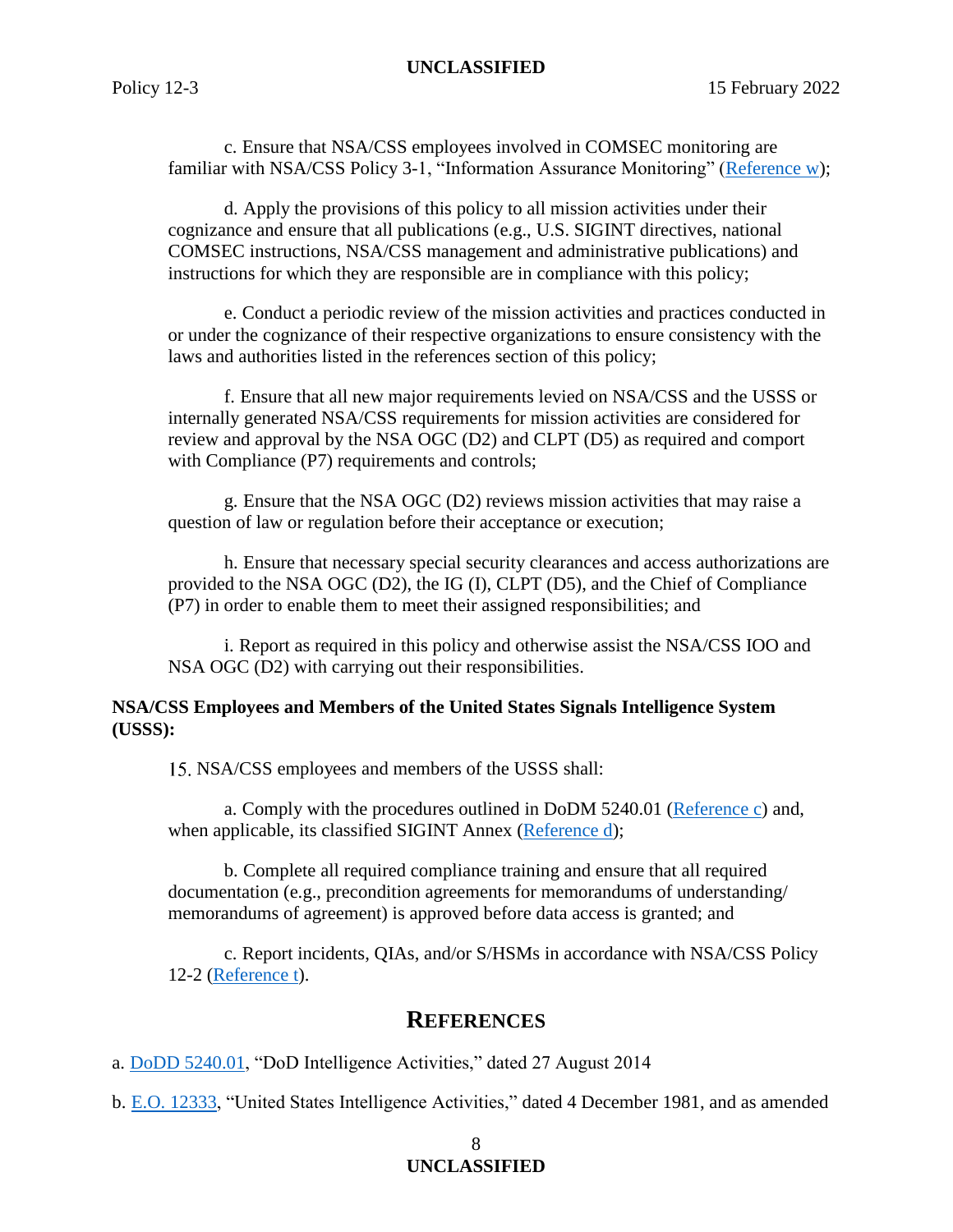c. Ensure that NSA/CSS employees involved in COMSEC monitoring are familiar with NSA/CSS Policy 3-1, "Information Assurance Monitoring" (Reference w);

d. Apply the provisions of this policy to all mission activities under their cognizance and ensure that all publications (e.g., U.S. SIGINT directives, national COMSEC instructions, NSA/CSS management and administrative publications) and instructions for which they are responsible are in compliance with this policy;

e. Conduct a periodic review of the mission activities and practices conducted in or under the cognizance of their respective organizations to ensure consistency with the laws and authorities listed in the references section of this policy;

f. Ensure that all new major requirements levied on NSA/CSS and the USSS or internally generated NSA/CSS requirements for mission activities are considered for review and approval by the NSA OGC (D2) and CLPT (D5) as required and comport with Compliance (P7) requirements and controls;

g. Ensure that the NSA OGC (D2) reviews mission activities that may raise a question of law or regulation before their acceptance or execution;

h. Ensure that necessary special security clearances and access authorizations are provided to the NSA OGC (D2), the IG (I), CLPT (D5), and the Chief of Compliance (P7) in order to enable them to meet their assigned responsibilities; and

i. Report as required in this policy and otherwise assist the NSA/CSS IOO and NSA OGC (D2) with carrying out their responsibilities.

**NSA/CSS Employees and Members of the United States Signals Intelligence System (USSS):**

15. NSA/CSS employees and members of the USSS shall:

a. Comply with the procedures outlined in DoDM 5240.01 (Reference c) and, when applicable, its classified SIGINT Annex (Reference d);

b. Complete all required compliance training and ensure that all required documentation (e.g., precondition agreements for memorandums of understanding/ memorandums of agreement) is approved before data access is granted; and

c. Report incidents, QIAs, and/or S/HSMs in accordance with NSA/CSS Policy 12-2 (Reference t).

## REFERENCES

a. DoDD 5240.01, "DoD Intelligence Activities," dated 27 August 2014

b. E.O. 12333, "United States Intelligence Activities," dated 4 December 1981, and as amended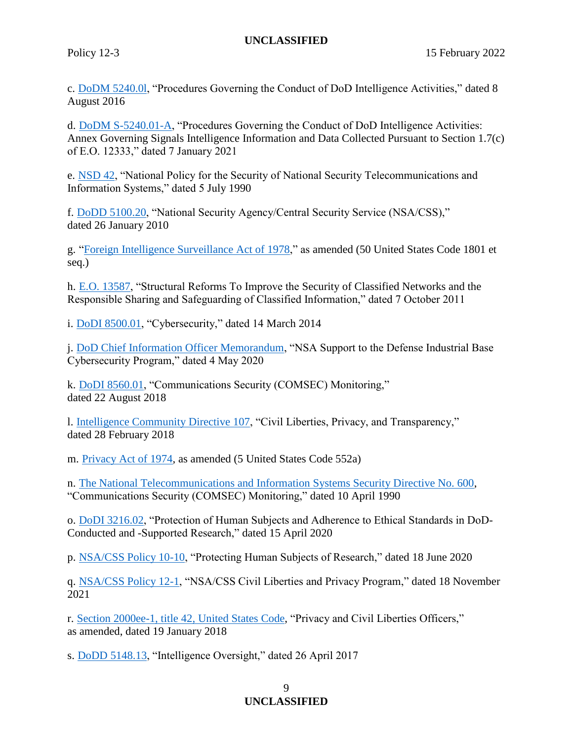c. DoDM 5240.0l, "Procedures Governing the Conduct of DoD Intelligence Activities," dated 8 August 2016

d. DoDM S-5240.01-A, "Procedures Governing the Conduct of DoD Intelligence Activities: Annex Governing Signals Intelligence Information and Data Collected Pursuant to Section 1.7(c) of E.O. 12333," dated 7 January 2021

e. NSD 42, "National Policy for the Security of National Security Telecommunications and Information Systems," dated 5 July 1990

f. DoDD 5100.20, "National Security Agency/Central Security Service (NSA/CSS)," dated 26 January 2010

g. "Foreign Intelligence Surveillance Act of 1978," as amended (50 United States Code 1801 et seq.)

h. E.O. 13587, "Structural Reforms To Improve the Security of Classified Networks and the Responsible Sharing and Safeguarding of Classified Information," dated 7 October 2011

i. DoDI 8500.01, "Cybersecurity," dated 14 March 2014

j. DoD Chief Information Officer Memorandum, "NSA Support to the Defense Industrial Base Cybersecurity Program," dated 4 May 2020

k. DoDI 8560.01, "Communications Security (COMSEC) Monitoring," dated 22 August 2018

l. Intelligence Community Directive 107, "Civil Liberties, Privacy, and Transparency," dated 28 February 2018

m. Privacy Act of 1974, as amended (5 United States Code 552a)

n. The National Telecommunications and Information Systems Security Directive No. 600, "Communications Security (COMSEC) Monitoring," dated 10 April 1990

o. DoDI 3216.02, "Protection of Human Subjects and Adherence to Ethical Standards in DoD-Conducted and -Supported Research," dated 15 April 2020

p. NSA/CSS Policy 10-10, "Protecting Human Subjects of Research," dated 18 June 2020

q. NSA/CSS Policy 12-1, "NSA/CSS Civil Liberties and Privacy Program," dated 18 November 2021

r. Section 2000ee-1, title 42, United States Code, "Privacy and Civil Liberties Officers," as amended, dated 19 January 2018

s. DoDD 5148.13, "Intelligence Oversight," dated 26 April 2017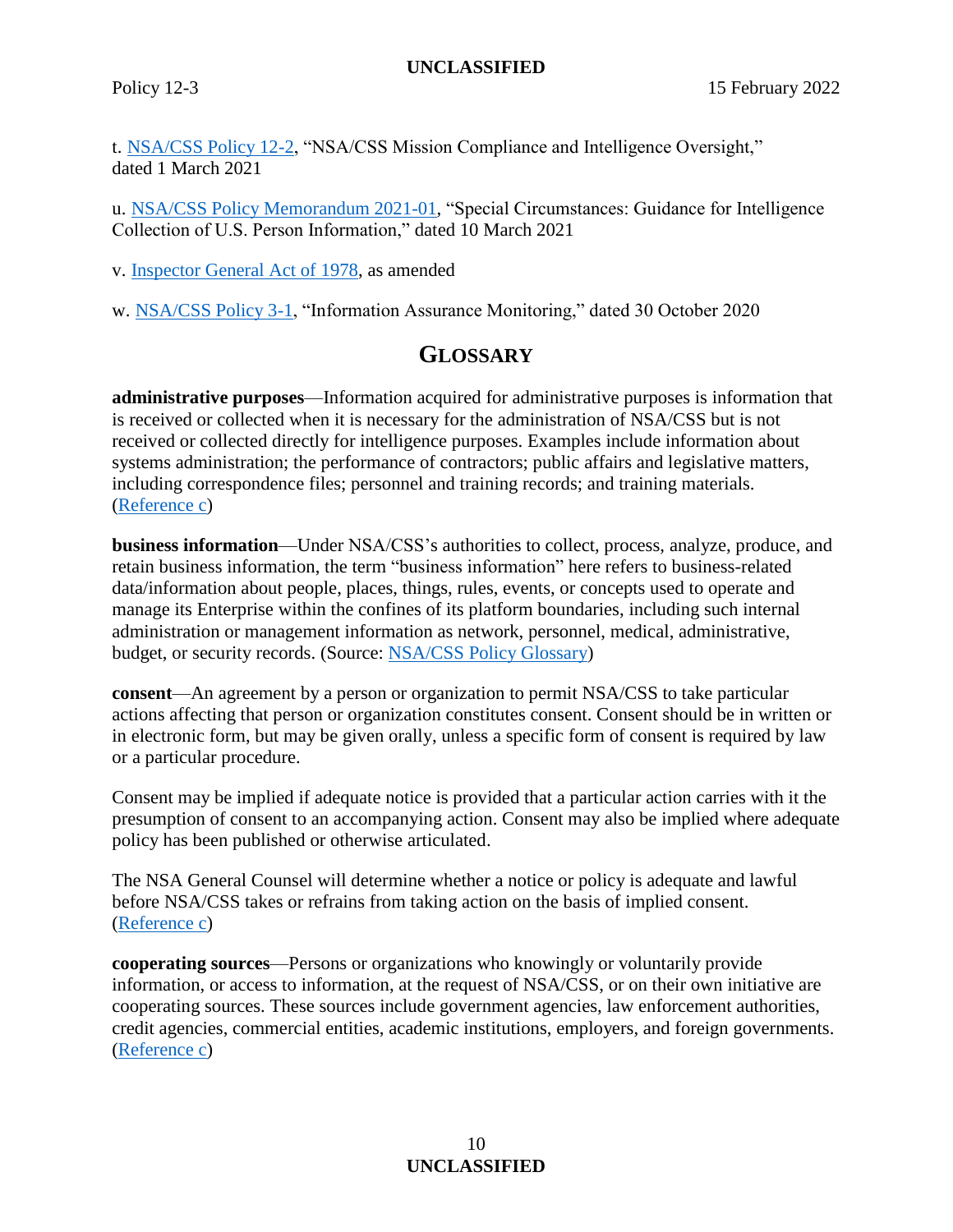t. NSA/CSS Policy 12-2, “NSA/CSS Mission Compliance and Intelligence Oversight,” dated 1 March 2021

u. NSA/CSS Policy Memorandum 2021-01, “Special Circumstances: Guidance for Intelligence Collection of U.S. Person Information,” dated 10 March 2021

v. Inspector General Act of 1978, as amended

w. NSA/CSS Policy 3-1, “Information Assurance Monitoring,” dated 30 October 2020

## GLOSSARY

**administrative purposes**—Information acquired for administrative purposes is information that is received or collected when it is necessary for the administration of NSA/CSS but is not received or collected directly for intelligence purposes. Examples include information about systems administration; the performance of contractors; public affairs and legislative matters, including correspondence files; personnel and training records; and training materials. (Reference c)

**business information**—Under NSA/CSS’s authorities to collect, process, analyze, produce, and retain business information, the term “business information” here refers to business-related data/information about people, places, things, rules, events, or concepts used to operate and manage its Enterprise within the confines of its platform boundaries, including such internal administration or management information as network, personnel, medical, administrative, budget, or security records. (Source: NSA/CSS Policy Glossary)

**consent**—An agreement by a person or organization to permit NSA/CSS to take particular actions affecting that person or organization constitutes consent. Consent should be in written or in electronic form, but may be given orally, unless a specific form of consent is required by law or a particular procedure.

Consent may be implied if adequate notice is provided that a particular action carries with it the presumption of consent to an accompanying action. Consent may also be implied where adequate policy has been published or otherwise articulated.

The NSA General Counsel will determine whether a notice or policy is adequate and lawful before NSA/CSS takes or refrains from taking action on the basis of implied consent. (Reference c)

**cooperating sources**—Persons or organizations who knowingly or voluntarily provide information, or access to information, at the request of NSA/CSS, or on their own initiative are cooperating sources. These sources include government agencies, law enforcement authorities, credit agencies, commercial entities, academic institutions, employers, and foreign governments. (Reference c)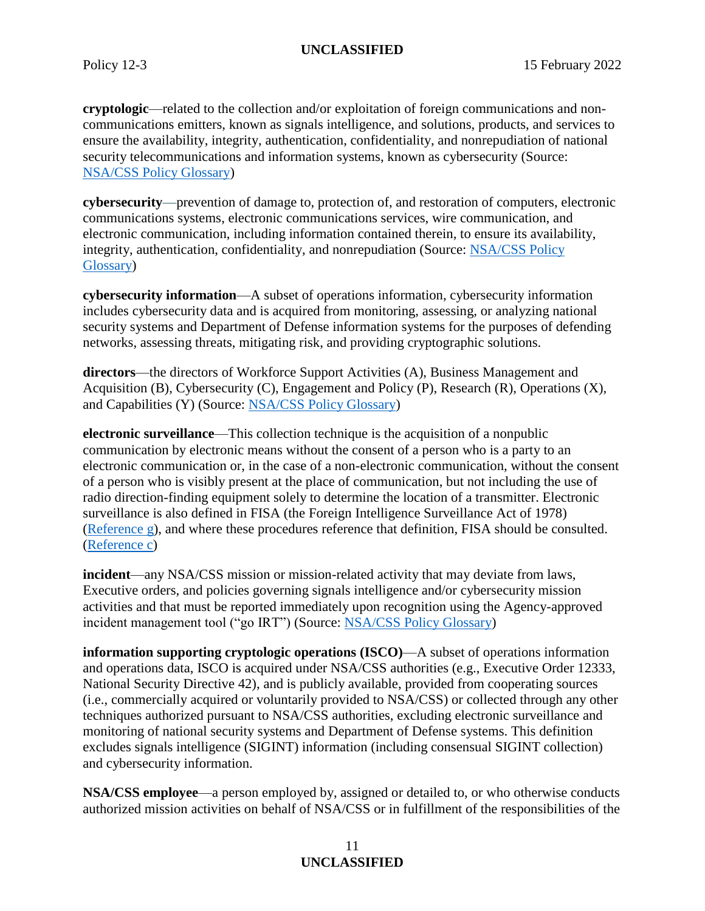**cryptologic**—related to the collection and/or exploitation of foreign communications and non-communications emitters, known as signals intelligence, and solutions, products, and services to ensure the availability, integrity, authentication, confidentiality, and nonrepudiation of national security telecommunications and information systems, known as cybersecurity (Source: NSA/CSS Policy Glossary)

**cybersecurity**—prevention of damage to, protection of, and restoration of computers, electronic communications systems, electronic communications services, wire communication, and electronic communication, including information contained therein, to ensure its availability, integrity, authentication, confidentiality, and nonrepudiation (Source: NSA/CSS Policy Glossary)

**cybersecurity information**—A subset of operations information, cybersecurity information includes cybersecurity data and is acquired from monitoring, assessing, or analyzing national security systems and Department of Defense information systems for the purposes of defending networks, assessing threats, mitigating risk, and providing cryptographic solutions.

**directors**—the directors of Workforce Support Activities (A), Business Management and Acquisition (B), Cybersecurity (C), Engagement and Policy (P), Research (R), Operations (X), and Capabilities (Y) (Source: NSA/CSS Policy Glossary)

**electronic surveillance**—This collection technique is the acquisition of a nonpublic communication by electronic means without the consent of a person who is a party to an electronic communication or, in the case of a non-electronic communication, without the consent of a person who is visibly present at the place of communication, but not including the use of radio direction-finding equipment solely to determine the location of a transmitter. Electronic surveillance is also defined in FISA (the Foreign Intelligence Surveillance Act of 1978) (Reference g), and where these procedures reference that definition, FISA should be consulted. (Reference c)

**incident**—any NSA/CSS mission or mission-related activity that may deviate from laws, Executive orders, and policies governing signals intelligence and/or cybersecurity mission activities and that must be reported immediately upon recognition using the Agency-approved incident management tool ("go IRT") (Source: NSA/CSS Policy Glossary)

**information supporting cryptologic operations (ISCO)**—A subset of operations information and operations data, ISCO is acquired under NSA/CSS authorities (e.g., Executive Order 12333, National Security Directive 42), and is publicly available, provided from cooperating sources (i.e., commercially acquired or voluntarily provided to NSA/CSS) or collected through any other techniques authorized pursuant to NSA/CSS authorities, excluding electronic surveillance and monitoring of national security systems and Department of Defense systems. This definition excludes signals intelligence (SIGINT) information (including consensual SIGINT collection) and cybersecurity information.

**NSA/CSS employee**—a person employed by, assigned or detailed to, or who otherwise conducts authorized mission activities on behalf of NSA/CSS or in fulfillment of the responsibilities of the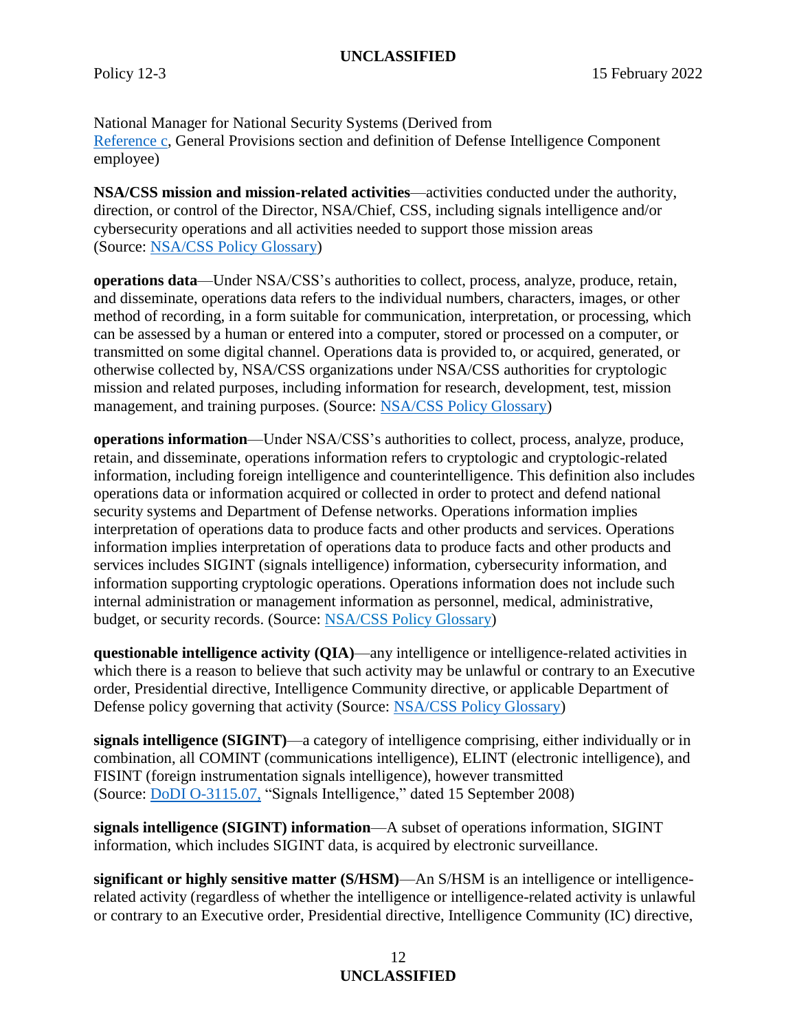National Manager for National Security Systems (Derived from Reference c, General Provisions section and definition of Defense Intelligence Component employee)

**NSA/CSS mission and mission-related activities**—activities conducted under the authority, direction, or control of the Director, NSA/Chief, CSS, including signals intelligence and/or cybersecurity operations and all activities needed to support those mission areas (Source: NSA/CSS Policy Glossary)

**operations data**—Under NSA/CSS's authorities to collect, process, analyze, produce, retain, and disseminate, operations data refers to the individual numbers, characters, images, or other method of recording, in a form suitable for communication, interpretation, or processing, which can be assessed by a human or entered into a computer, stored or processed on a computer, or transmitted on some digital channel. Operations data is provided to, or acquired, generated, or otherwise collected by, NSA/CSS organizations under NSA/CSS authorities for cryptologic mission and related purposes, including information for research, development, test, mission management, and training purposes. (Source: NSA/CSS Policy Glossary)

**operations information**—Under NSA/CSS's authorities to collect, process, analyze, produce, retain, and disseminate, operations information refers to cryptologic and cryptologic-related information, including foreign intelligence and counterintelligence. This definition also includes operations data or information acquired or collected in order to protect and defend national security systems and Department of Defense networks. Operations information implies interpretation of operations data to produce facts and other products and services. Operations information implies interpretation of operations data to produce facts and other products and services includes SIGINT (signals intelligence) information, cybersecurity information, and information supporting cryptologic operations. Operations information does not include such internal administration or management information as personnel, medical, administrative, budget, or security records. (Source: NSA/CSS Policy Glossary)

**questionable intelligence activity (QIA)**—any intelligence or intelligence-related activities in which there is a reason to believe that such activity may be unlawful or contrary to an Executive order, Presidential directive, Intelligence Community directive, or applicable Department of Defense policy governing that activity (Source: NSA/CSS Policy Glossary)

**signals intelligence (SIGINT)**—a category of intelligence comprising, either individually or in combination, all COMINT (communications intelligence), ELINT (electronic intelligence), and FISINT (foreign instrumentation signals intelligence), however transmitted (Source: DoDI O-3115.07, "Signals Intelligence," dated 15 September 2008)

**signals intelligence (SIGINT) information**—A subset of operations information, SIGINT information, which includes SIGINT data, is acquired by electronic surveillance.

**significant or highly sensitive matter (S/HSM)**—An S/HSM is an intelligence or intelligence-related activity (regardless of whether the intelligence or intelligence-related activity is unlawful or contrary to an Executive order, Presidential directive, Intelligence Community (IC) directive,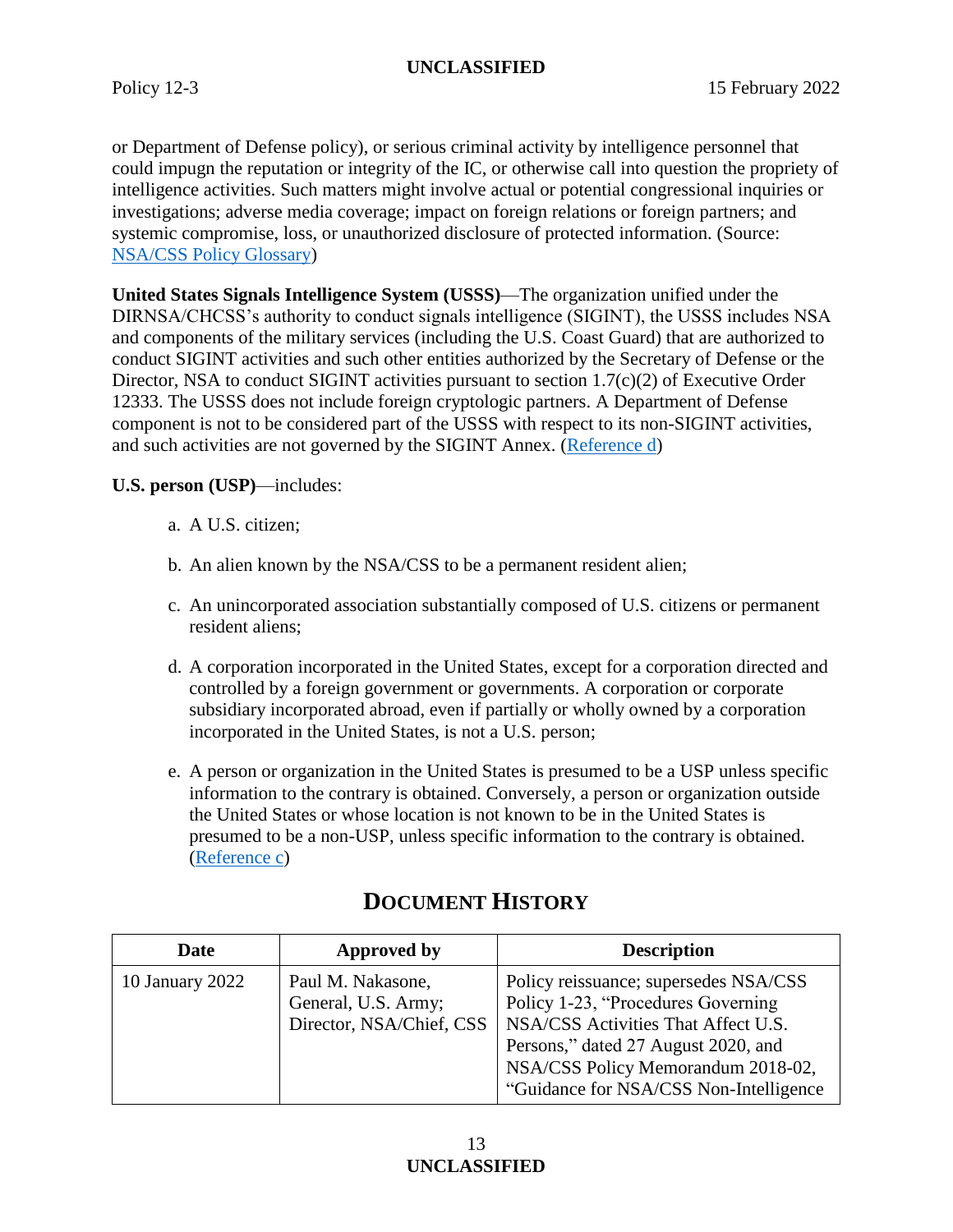or Department of Defense policy), or serious criminal activity by intelligence personnel that could impugn the reputation or integrity of the IC, or otherwise call into question the propriety of intelligence activities. Such matters might involve actual or potential congressional inquiries or investigations; adverse media coverage; impact on foreign relations or foreign partners; and systemic compromise, loss, or unauthorized disclosure of protected information. (Source: NSA/CSS Policy Glossary)

**United States Signals Intelligence System (USSS)**—The organization unified under the DIRNSA/CHCSS's authority to conduct signals intelligence (SIGINT), the USSS includes NSA and components of the military services (including the U.S. Coast Guard) that are authorized to conduct SIGINT activities and such other entities authorized by the Secretary of Defense or the Director, NSA to conduct SIGINT activities pursuant to section 1.7(c)(2) of Executive Order 12333. The USSS does not include foreign cryptologic partners. A Department of Defense component is not to be considered part of the USSS with respect to its non-SIGINT activities, and such activities are not governed by the SIGINT Annex. (Reference d)

**U.S. person (USP)**—includes:

a. A U.S. citizen;

b. An alien known by the NSA/CSS to be a permanent resident alien;

c. An unincorporated association substantially composed of U.S. citizens or permanent resident aliens;

d. A corporation incorporated in the United States, except for a corporation directed and controlled by a foreign government or governments. A corporation or corporate subsidiary incorporated abroad, even if partially or wholly owned by a corporation incorporated in the United States, is not a U.S. person;

e. A person or organization in the United States is presumed to be a USP unless specific information to the contrary is obtained. Conversely, a person or organization outside the United States or whose location is not known to be in the United States is presumed to be a non-USP, unless specific information to the contrary is obtained. (Reference c)

# DOCUMENT HISTORY

| Date | Approved by | Description |
|---|---|---|
| 10 January 2022 | Paul M. Nakasone, General, U.S. Army; Director, NSA/Chief, CSS | Policy reissuance; supersedes NSA/CSS Policy 1-23, "Procedures Governing NSA/CSS Activities That Affect U.S. Persons," dated 27 August 2020, and NSA/CSS Policy Memorandum 2018-02, "Guidance for NSA/CSS Non-Intelligence |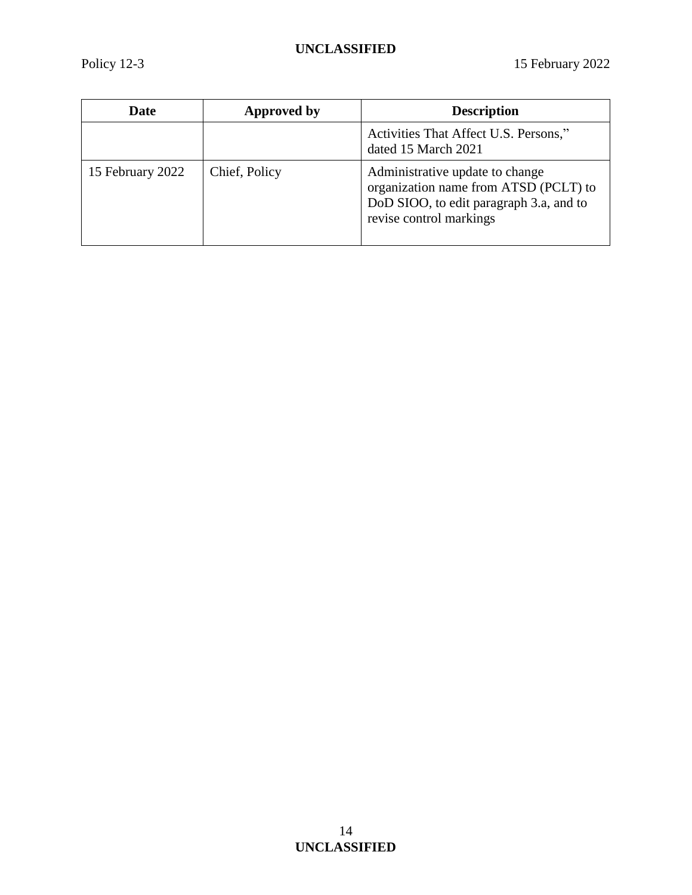| Date | Approved by | Description |
|---|---|---|
| | | Activities That Affect U.S. Persons," dated 15 March 2021 |
| 15 February 2022 | Chief, Policy | Administrative update to change organization name from ATSD (PCLT) to DoD SIOO, to edit paragraph 3.a, and to revise control markings |